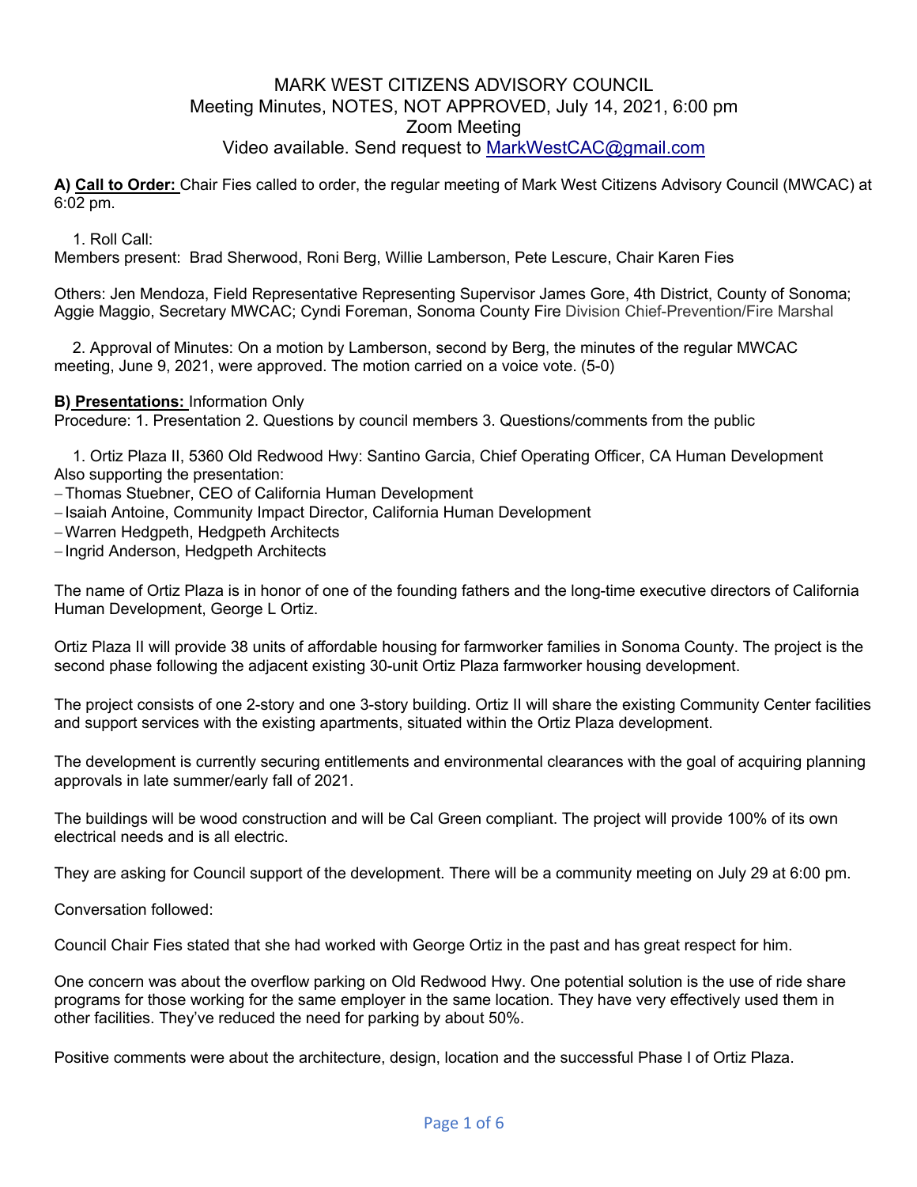# MARK WEST CITIZENS ADVISORY COUNCIL

Meeting Minutes, NOTES, NOT APPROVED, July 14, 2021, 6:00 pm
Zoom Meeting
Video available. Send request to MarkWestCAC@gmail.com

**A) Call to Order:** Chair Fies called to order, the regular meeting of Mark West Citizens Advisory Council (MWCAC) at 6:02 pm.

1. Roll Call:

Members present: Brad Sherwood, Roni Berg, Willie Lamberson, Pete Lescure, Chair Karen Fies

Others: Jen Mendoza, Field Representative Representing Supervisor James Gore, 4th District, County of Sonoma; Aggie Maggio, Secretary MWCAC; Cyndi Foreman, Sonoma County Fire Division Chief-Prevention/Fire Marshal

2. Approval of Minutes: On a motion by Lamberson, second by Berg, the minutes of the regular MWCAC meeting, June 9, 2021, were approved. The motion carried on a voice vote. (5-0)

**B) Presentations:** Information Only

Procedure: 1. Presentation 2. Questions by council members 3. Questions/comments from the public

1. Ortiz Plaza II, 5360 Old Redwood Hwy: Santino Garcia, Chief Operating Officer, CA Human Development

Also supporting the presentation:

- Thomas Stuebner, CEO of California Human Development
- Isaiah Antoine, Community Impact Director, California Human Development
- Warren Hedgpeth, Hedgpeth Architects
- Ingrid Anderson, Hedgpeth Architects

The name of Ortiz Plaza is in honor of one of the founding fathers and the long-time executive directors of California Human Development, George L Ortiz.

Ortiz Plaza II will provide 38 units of affordable housing for farmworker families in Sonoma County. The project is the second phase following the adjacent existing 30-unit Ortiz Plaza farmworker housing development.

The project consists of one 2-story and one 3-story building. Ortiz II will share the existing Community Center facilities and support services with the existing apartments, situated within the Ortiz Plaza development.

The development is currently securing entitlements and environmental clearances with the goal of acquiring planning approvals in late summer/early fall of 2021.

The buildings will be wood construction and will be Cal Green compliant. The project will provide 100% of its own electrical needs and is all electric.

They are asking for Council support of the development. There will be a community meeting on July 29 at 6:00 pm.

Conversation followed:

Council Chair Fies stated that she had worked with George Ortiz in the past and has great respect for him.

One concern was about the overflow parking on Old Redwood Hwy. One potential solution is the use of ride share programs for those working for the same employer in the same location. They have very effectively used them in other facilities. They've reduced the need for parking by about 50%.

Positive comments were about the architecture, design, location and the successful Phase I of Ortiz Plaza.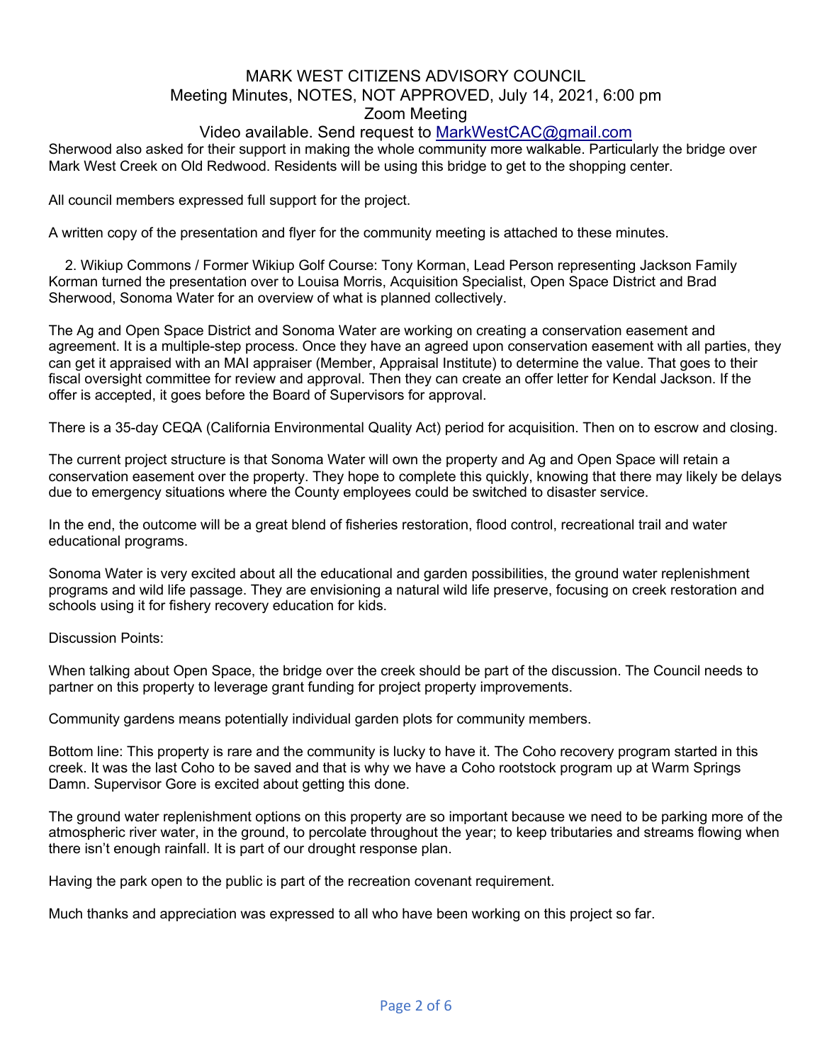Sherwood also asked for their support in making the whole community more walkable. Particularly the bridge over Mark West Creek on Old Redwood. Residents will be using this bridge to get to the shopping center.

All council members expressed full support for the project.

A written copy of the presentation and flyer for the community meeting is attached to these minutes.

2. Wikiup Commons / Former Wikiup Golf Course: Tony Korman, Lead Person representing Jackson Family Korman turned the presentation over to Louisa Morris, Acquisition Specialist, Open Space District and Brad Sherwood, Sonoma Water for an overview of what is planned collectively.

The Ag and Open Space District and Sonoma Water are working on creating a conservation easement and agreement. It is a multiple-step process. Once they have an agreed upon conservation easement with all parties, they can get it appraised with an MAI appraiser (Member, Appraisal Institute) to determine the value. That goes to their fiscal oversight committee for review and approval. Then they can create an offer letter for Kendal Jackson. If the offer is accepted, it goes before the Board of Supervisors for approval.

There is a 35-day CEQA (California Environmental Quality Act) period for acquisition. Then on to escrow and closing.

The current project structure is that Sonoma Water will own the property and Ag and Open Space will retain a conservation easement over the property. They hope to complete this quickly, knowing that there may likely be delays due to emergency situations where the County employees could be switched to disaster service.

In the end, the outcome will be a great blend of fisheries restoration, flood control, recreational trail and water educational programs.

Sonoma Water is very excited about all the educational and garden possibilities, the ground water replenishment programs and wild life passage. They are envisioning a natural wild life preserve, focusing on creek restoration and schools using it for fishery recovery education for kids.

Discussion Points:

When talking about Open Space, the bridge over the creek should be part of the discussion. The Council needs to partner on this property to leverage grant funding for project property improvements.

Community gardens means potentially individual garden plots for community members.

Bottom line: This property is rare and the community is lucky to have it. The Coho recovery program started in this creek. It was the last Coho to be saved and that is why we have a Coho rootstock program up at Warm Springs Damn. Supervisor Gore is excited about getting this done.

The ground water replenishment options on this property are so important because we need to be parking more of the atmospheric river water, in the ground, to percolate throughout the year; to keep tributaries and streams flowing when there isn't enough rainfall. It is part of our drought response plan.

Having the park open to the public is part of the recreation covenant requirement.

Much thanks and appreciation was expressed to all who have been working on this project so far.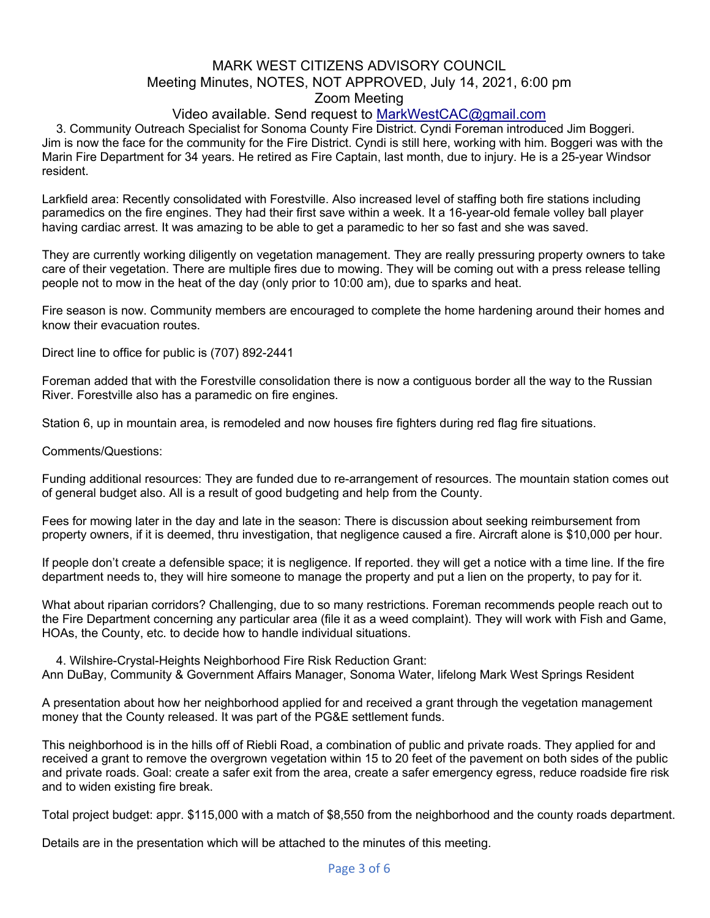# MARK WEST CITIZENS ADVISORY COUNCIL

Meeting Minutes, NOTES, NOT APPROVED, July 14, 2021, 6:00 pm

Zoom Meeting

Video available. Send request to [MarkWestCAC@gmail.com](mailto:MarkWestCAC@gmail.com)

3. Community Outreach Specialist for Sonoma County Fire District. Cyndi Foreman introduced Jim Boggeri. Jim is now the face for the community for the Fire District. Cyndi is still here, working with him. Boggeri was with the Marin Fire Department for 34 years. He retired as Fire Captain, last month, due to injury. He is a 25-year Windsor resident.

Larkfield area: Recently consolidated with Forestville. Also increased level of staffing both fire stations including paramedics on the fire engines. They had their first save within a week. It a 16-year-old female volley ball player having cardiac arrest. It was amazing to be able to get a paramedic to her so fast and she was saved.

They are currently working diligently on vegetation management. They are really pressuring property owners to take care of their vegetation. There are multiple fires due to mowing. They will be coming out with a press release telling people not to mow in the heat of the day (only prior to 10:00 am), due to sparks and heat.

Fire season is now. Community members are encouraged to complete the home hardening around their homes and know their evacuation routes.

Direct line to office for public is (707) 892-2441

Foreman added that with the Forestville consolidation there is now a contiguous border all the way to the Russian River. Forestville also has a paramedic on fire engines.

Station 6, up in mountain area, is remodeled and now houses fire fighters during red flag fire situations.

Comments/Questions:

Funding additional resources: They are funded due to re-arrangement of resources. The mountain station comes out of general budget also. All is a result of good budgeting and help from the County.

Fees for mowing later in the day and late in the season: There is discussion about seeking reimbursement from property owners, if it is deemed, thru investigation, that negligence caused a fire. Aircraft alone is $10,000 per hour.

If people don't create a defensible space; it is negligence. If reported. they will get a notice with a time line. If the fire department needs to, they will hire someone to manage the property and put a lien on the property, to pay for it.

What about riparian corridors? Challenging, due to so many restrictions. Foreman recommends people reach out to the Fire Department concerning any particular area (file it as a weed complaint). They will work with Fish and Game, HOAs, the County, etc. to decide how to handle individual situations.

4. Wilshire-Crystal-Heights Neighborhood Fire Risk Reduction Grant:
Ann DuBay, Community & Government Affairs Manager, Sonoma Water, lifelong Mark West Springs Resident

A presentation about how her neighborhood applied for and received a grant through the vegetation management money that the County released. It was part of the PG&E settlement funds.

This neighborhood is in the hills off of Riebli Road, a combination of public and private roads. They applied for and received a grant to remove the overgrown vegetation within 15 to 20 feet of the pavement on both sides of the public and private roads. Goal: create a safer exit from the area, create a safer emergency egress, reduce roadside fire risk and to widen existing fire break.

Total project budget: appr. $115,000 with a match of $8,550 from the neighborhood and the county roads department.

Details are in the presentation which will be attached to the minutes of this meeting.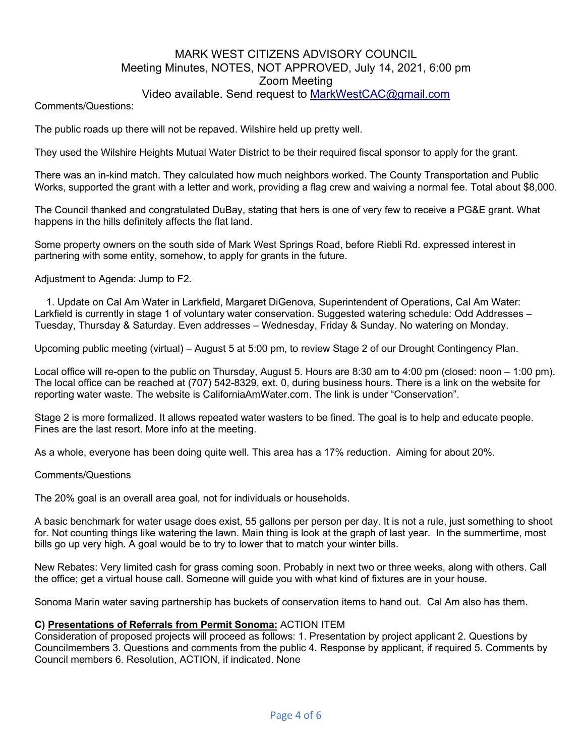MARK WEST CITIZENS ADVISORY COUNCIL
Meeting Minutes, NOTES, NOT APPROVED, July 14, 2021, 6:00 pm
Zoom Meeting
Video available. Send request to MarkWestCAC@gmail.com

Comments/Questions:

The public roads up there will not be repaved. Wilshire held up pretty well.

They used the Wilshire Heights Mutual Water District to be their required fiscal sponsor to apply for the grant.

There was an in-kind match. They calculated how much neighbors worked. The County Transportation and Public Works, supported the grant with a letter and work, providing a flag crew and waiving a normal fee. Total about $8,000.

The Council thanked and congratulated DuBay, stating that hers is one of very few to receive a PG&E grant. What happens in the hills definitely affects the flat land.

Some property owners on the south side of Mark West Springs Road, before Riebli Rd. expressed interest in partnering with some entity, somehow, to apply for grants in the future.

Adjustment to Agenda: Jump to F2.

1. Update on Cal Am Water in Larkfield, Margaret DiGenova, Superintendent of Operations, Cal Am Water: Larkfield is currently in stage 1 of voluntary water conservation. Suggested watering schedule: Odd Addresses – Tuesday, Thursday & Saturday. Even addresses – Wednesday, Friday & Sunday. No watering on Monday.

Upcoming public meeting (virtual) – August 5 at 5:00 pm, to review Stage 2 of our Drought Contingency Plan.

Local office will re-open to the public on Thursday, August 5. Hours are 8:30 am to 4:00 pm (closed: noon – 1:00 pm). The local office can be reached at (707) 542-8329, ext. 0, during business hours. There is a link on the website for reporting water waste. The website is CaliforniaAmWater.com. The link is under "Conservation".

Stage 2 is more formalized. It allows repeated water wasters to be fined. The goal is to help and educate people. Fines are the last resort. More info at the meeting.

As a whole, everyone has been doing quite well. This area has a 17% reduction. Aiming for about 20%.

Comments/Questions

The 20% goal is an overall area goal, not for individuals or households.

A basic benchmark for water usage does exist, 55 gallons per person per day. It is not a rule, just something to shoot for. Not counting things like watering the lawn. Main thing is look at the graph of last year. In the summertime, most bills go up very high. A goal would be to try to lower that to match your winter bills.

New Rebates: Very limited cash for grass coming soon. Probably in next two or three weeks, along with others. Call the office; get a virtual house call. Someone will guide you with what kind of fixtures are in your house.

Sonoma Marin water saving partnership has buckets of conservation items to hand out. Cal Am also has them.

**C) Presentations of Referrals from Permit Sonoma:** ACTION ITEM
Consideration of proposed projects will proceed as follows: 1. Presentation by project applicant 2. Questions by Councilmembers 3. Questions and comments from the public 4. Response by applicant, if required 5. Comments by Council members 6. Resolution, ACTION, if indicated. None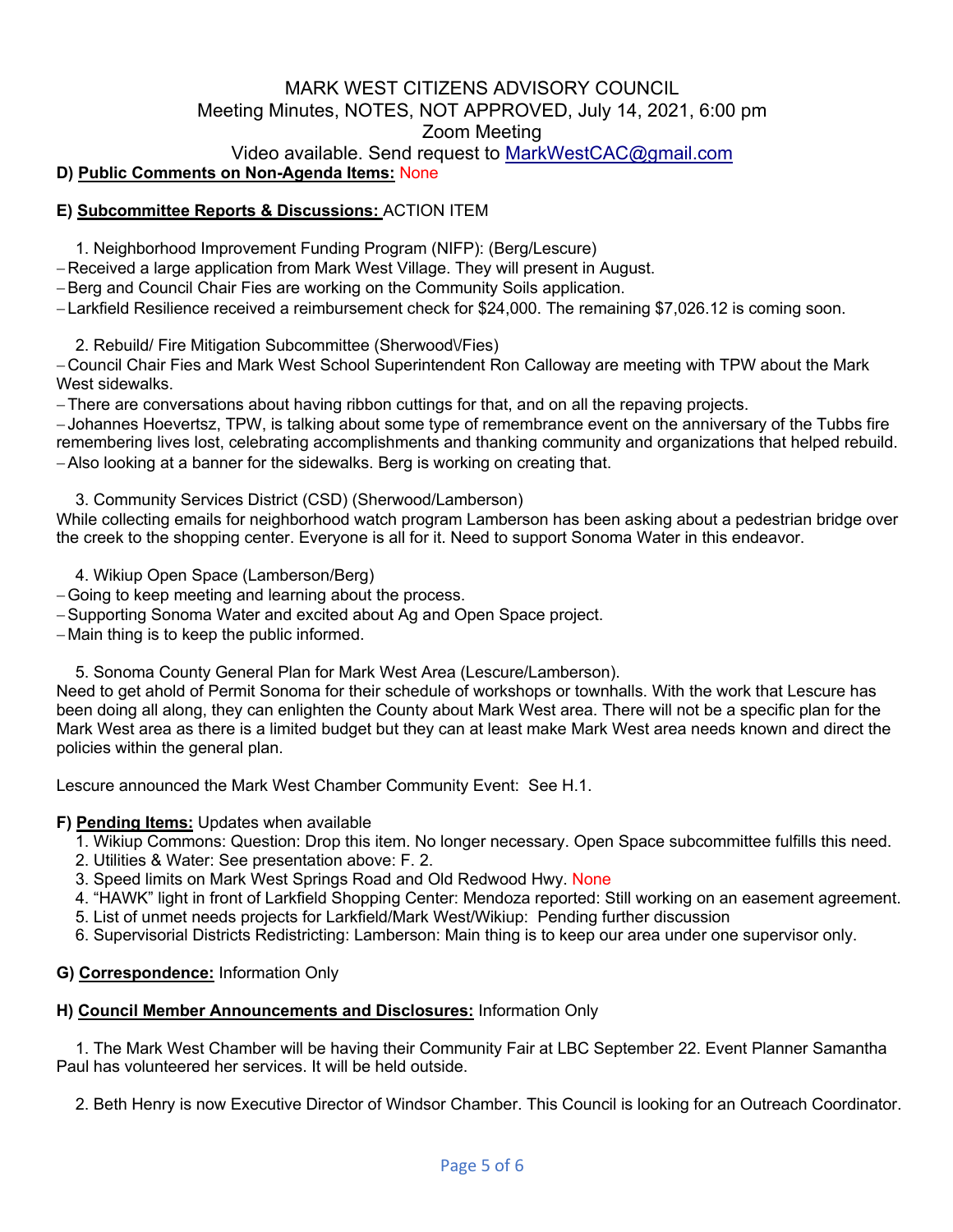MARK WEST CITIZENS ADVISORY COUNCIL
Meeting Minutes, NOTES, NOT APPROVED, July 14, 2021, 6:00 pm
Zoom Meeting
Video available. Send request to MarkWestCAC@gmail.com

**D) Public Comments on Non-Agenda Items:** None

**E) Subcommittee Reports & Discussions:** ACTION ITEM

1. Neighborhood Improvement Funding Program (NIFP): (Berg/Lescure)

- Received a large application from Mark West Village. They will present in August.
- Berg and Council Chair Fies are working on the Community Soils application.
- Larkfield Resilience received a reimbursement check for $24,000. The remaining $7,026.12 is coming soon.

2. Rebuild/ Fire Mitigation Subcommittee (Sherwood\/Fies)

- Council Chair Fies and Mark West School Superintendent Ron Calloway are meeting with TPW about the Mark West sidewalks.
- There are conversations about having ribbon cuttings for that, and on all the repaving projects.
- Johannes Hoevertsz, TPW, is talking about some type of remembrance event on the anniversary of the Tubbs fire remembering lives lost, celebrating accomplishments and thanking community and organizations that helped rebuild.
- Also looking at a banner for the sidewalks. Berg is working on creating that.

3. Community Services District (CSD) (Sherwood/Lamberson)

While collecting emails for neighborhood watch program Lamberson has been asking about a pedestrian bridge over the creek to the shopping center. Everyone is all for it. Need to support Sonoma Water in this endeavor.

4. Wikiup Open Space (Lamberson/Berg)

- Going to keep meeting and learning about the process.
- Supporting Sonoma Water and excited about Ag and Open Space project.
- Main thing is to keep the public informed.

5. Sonoma County General Plan for Mark West Area (Lescure/Lamberson).

Need to get ahold of Permit Sonoma for their schedule of workshops or townhalls. With the work that Lescure has been doing all along, they can enlighten the County about Mark West area. There will not be a specific plan for the Mark West area as there is a limited budget but they can at least make Mark West area needs known and direct the policies within the general plan.

Lescure announced the Mark West Chamber Community Event: See H.1.

**F) Pending Items:** Updates when available

1. Wikiup Commons: Question: Drop this item. No longer necessary. Open Space subcommittee fulfills this need.
2. Utilities & Water: See presentation above: F. 2.
3. Speed limits on Mark West Springs Road and Old Redwood Hwy. None
4. "HAWK" light in front of Larkfield Shopping Center: Mendoza reported: Still working on an easement agreement.
5. List of unmet needs projects for Larkfield/Mark West/Wikiup: Pending further discussion
6. Supervisorial Districts Redistricting: Lamberson: Main thing is to keep our area under one supervisor only.

**G) Correspondence:** Information Only

**H) Council Member Announcements and Disclosures:** Information Only

1. The Mark West Chamber will be having their Community Fair at LBC September 22. Event Planner Samantha Paul has volunteered her services. It will be held outside.

2. Beth Henry is now Executive Director of Windsor Chamber. This Council is looking for an Outreach Coordinator.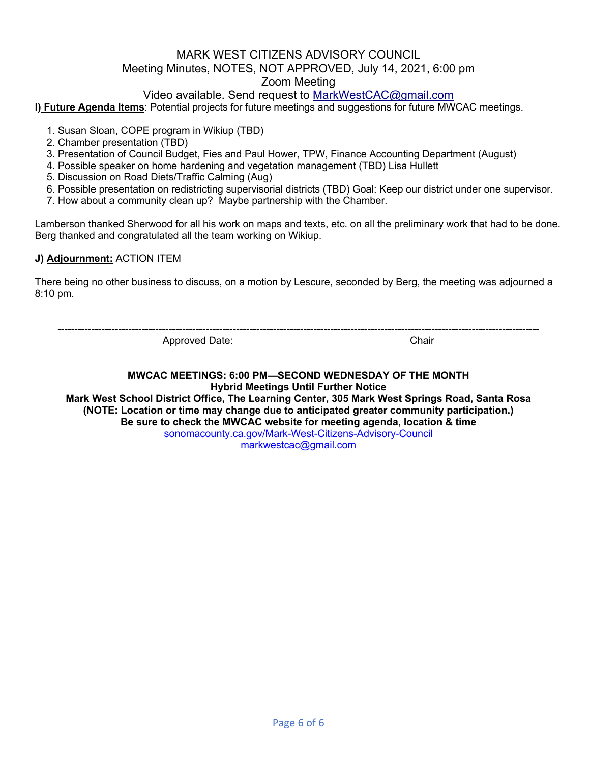MARK WEST CITIZENS ADVISORY COUNCIL
Meeting Minutes, NOTES, NOT APPROVED, July 14, 2021, 6:00 pm
Zoom Meeting
Video available. Send request to MarkWestCAC@gmail.com

**I) <u>Future Agenda Items</u>**: Potential projects for future meetings and suggestions for future MWCAC meetings.

1. Susan Sloan, COPE program in Wikiup (TBD)
2. Chamber presentation (TBD)
3. Presentation of Council Budget, Fies and Paul Hower, TPW, Finance Accounting Department (August)
4. Possible speaker on home hardening and vegetation management (TBD) Lisa Hullett
5. Discussion on Road Diets/Traffic Calming (Aug)
6. Possible presentation on redistricting supervisorial districts (TBD) Goal: Keep our district under one supervisor.
7. How about a community clean up? Maybe partnership with the Chamber.

Lamberson thanked Sherwood for all his work on maps and texts, etc. on all the preliminary work that had to be done. Berg thanked and congratulated all the team working on Wikiup.

**J) <u>Adjournment:</u>** ACTION ITEM

There being no other business to discuss, on a motion by Lescure, seconded by Berg, the meeting was adjourned a 8:10 pm.

---

Approved Date: Chair

**MWCAC MEETINGS: 6:00 PM—SECOND WEDNESDAY OF THE MONTH**
**Hybrid Meetings Until Further Notice**
**Mark West School District Office, The Learning Center, 305 Mark West Springs Road, Santa Rosa**
**(NOTE: Location or time may change due to anticipated greater community participation.)**
**Be sure to check the MWCAC website for meeting agenda, location & time**
sonomacounty.ca.gov/Mark-West-Citizens-Advisory-Council
markwestcac@gmail.com